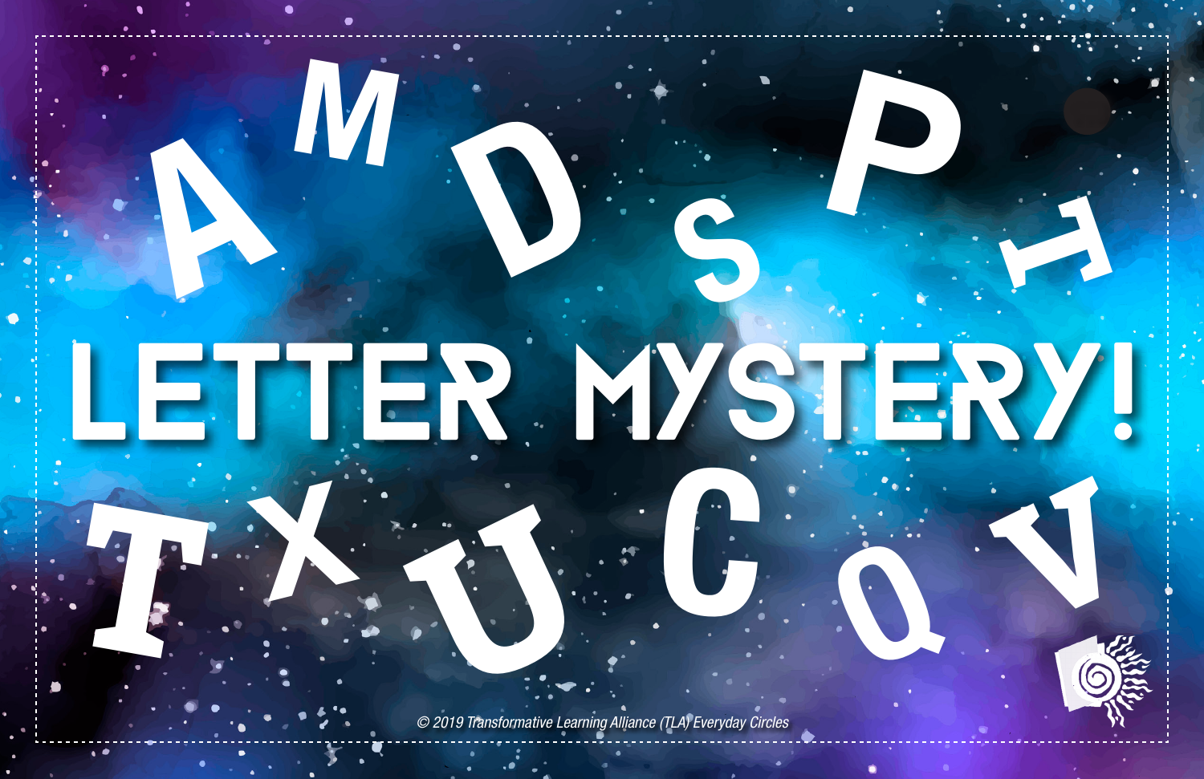# LETTER MYSTERY!

© 2019 Transformative Learning Alliance (TLA) Everyday Circles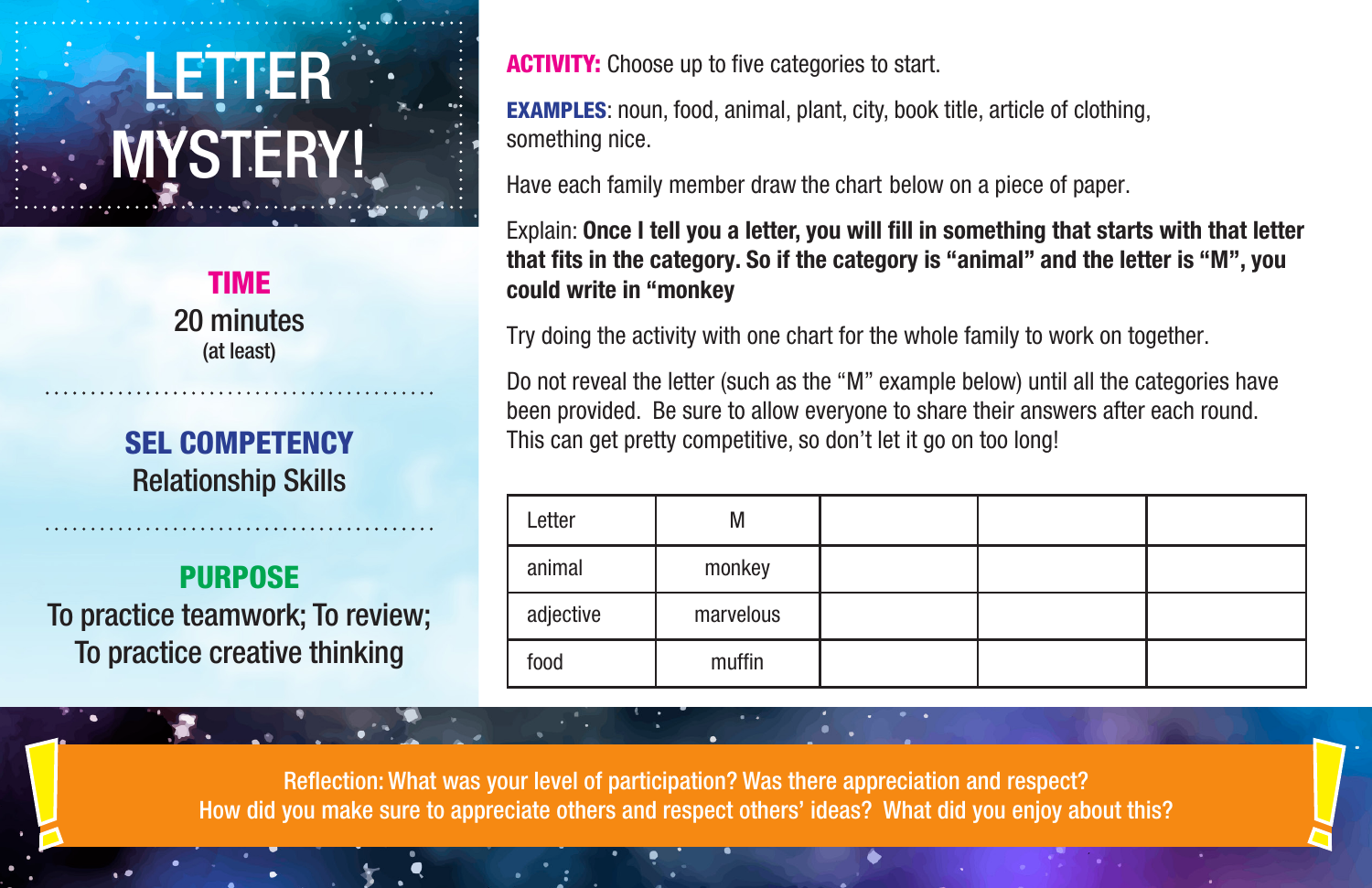# LETTER MYSTERY!

**TIME**
20 minutes
(at least)

**SEL COMPETENCY**
Relationship Skills

**PURPOSE**
To practice teamwork; To review; To practice creative thinking

**ACTIVITY:** Choose up to five categories to start.

**EXAMPLES**: noun, food, animal, plant, city, book title, article of clothing, something nice.

Have each family member draw the chart below on a piece of paper.

Explain: **Once I tell you a letter, you will fill in something that starts with that letter that fits in the category. So if the category is "animal" and the letter is "M", you could write in "monkey**

Try doing the activity with one chart for the whole family to work on together.

Do not reveal the letter (such as the "M" example below) until all the categories have been provided. Be sure to allow everyone to share their answers after each round. This can get pretty competitive, so don't let it go on too long!

| Letter | M | | | |
|---|---|---|---|---|
| animal | monkey | | | |
| adjective | marvelous | | | |
| food | muffin | | | |

Reflection: What was your level of participation? Was there appreciation and respect? How did you make sure to appreciate others and respect others' ideas? What did you enjoy about this?